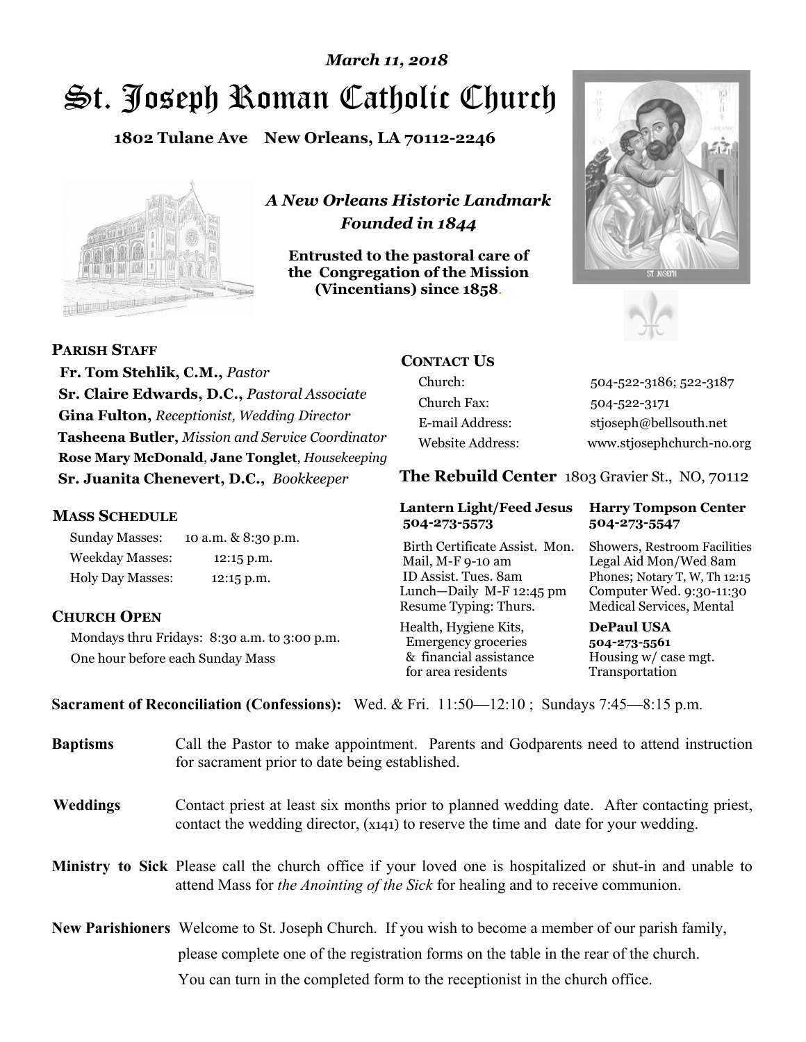*March 11, 2018*

# St. Joseph Roman Catholic Church

**1802 Tulane Ave New Orleans, LA 70112-2246**

*A New Orleans Historic Landmark*
*Founded in 1844*

**Entrusted to the pastoral care of the Congregation of the Mission (Vincentians) since 1858.**

## PARISH STAFF

**Fr. Tom Stehlik, C.M.,** *Pastor*
**Sr. Claire Edwards, D.C.,** *Pastoral Associate*
**Gina Fulton,** *Receptionist, Wedding Director*
**Tasheena Butler,** *Mission and Service Coordinator*
**Rose Mary McDonald**, **Jane Tonglet**, *Housekeeping*
**Sr. Juanita Chenevert, D.C.,** *Bookkeeper*

## MASS SCHEDULE

| | |
|---|---|
| Sunday Masses: | 10 a.m. & 8:30 p.m. |
| Weekday Masses: | 12:15 p.m. |
| Holy Day Masses: | 12:15 p.m. |

## CHURCH OPEN

Mondays thru Fridays: 8:30 a.m. to 3:00 p.m.
One hour before each Sunday Mass

## CONTACT US

| | |
|---|---|
| Church: | 504-522-3186; 522-3187 |
| Church Fax: | 504-522-3171 |
| E-mail Address: | stjoseph@bellsouth.net |
| Website Address: | www.stjosephchurch-no.org |

## The Rebuild Center 1803 Gravier St., NO, 70112

**Lantern Light/Feed Jesus 504-273-5573**

Birth Certificate Assist. Mon.
Mail, M-F 9-10 am
ID Assist. Tues. 8am
Lunch—Daily M-F 12:45 pm
Resume Typing: Thurs.
Health, Hygiene Kits, Emergency groceries & financial assistance for area residents

**Harry Tompson Center 504-273-5547**

Showers, Restroom Facilities
Legal Aid Mon/Wed 8am
Phones; Notary T, W, Th 12:15
Computer Wed. 9:30-11:30
Medical Services, Mental

**DePaul USA 504-273-5561**

Housing w/ case mgt.
Transportation

**Sacrament of Reconciliation (Confessions):** Wed. & Fri. 11:50—12:10 ; Sundays 7:45—8:15 p.m.

**Baptisms** Call the Pastor to make appointment. Parents and Godparents need to attend instruction for sacrament prior to date being established.

**Weddings** Contact priest at least six months prior to planned wedding date. After contacting priest, contact the wedding director, (x141) to reserve the time and date for your wedding.

**Ministry to Sick** Please call the church office if your loved one is hospitalized or shut-in and unable to attend Mass for *the Anointing of the Sick* for healing and to receive communion.

**New Parishioners** Welcome to St. Joseph Church. If you wish to become a member of our parish family, please complete one of the registration forms on the table in the rear of the church. You can turn in the completed form to the receptionist in the church office.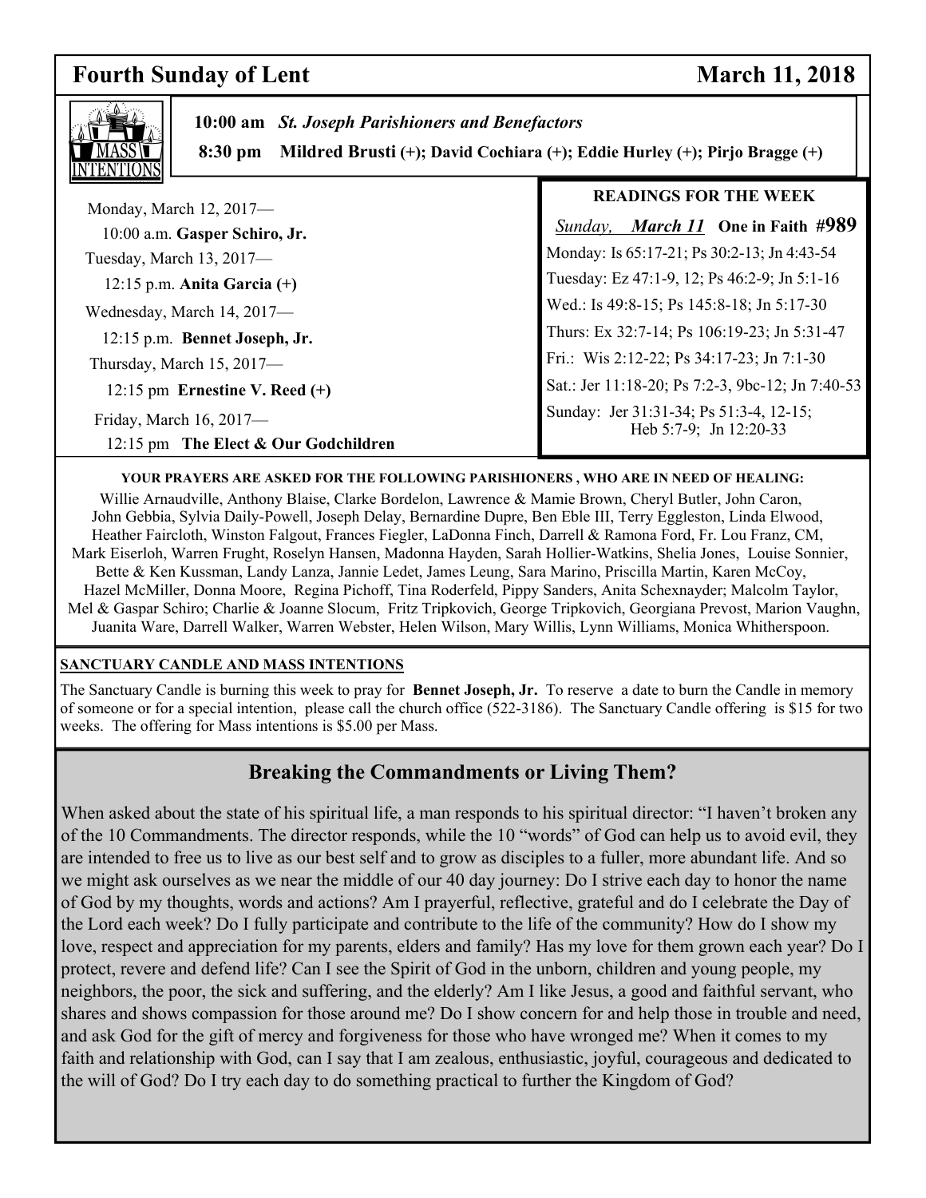# Fourth Sunday of Lent — March 11, 2018

## MASS INTENTIONS

**10:00 am** *St. Joseph Parishioners and Benefactors*

**8:30 pm** **Mildred Brusti** (+); **David Cochiara** (+); **Eddie Hurley** (+); **Pirjo Bragge** (+)

Monday, March 12, 2017—
10:00 a.m. **Gasper Schiro, Jr.**

Tuesday, March 13, 2017—
12:15 p.m. **Anita Garcia (+)**

Wednesday, March 14, 2017—
12:15 p.m. **Bennet Joseph, Jr.**

Thursday, March 15, 2017—
12:15 pm **Ernestine V. Reed (+)**

Friday, March 16, 2017—
12:15 pm **The Elect & Our Godchildren**

## READINGS FOR THE WEEK

*Sunday, **March 11*** **One in Faith #989**

Monday: Is 65:17-21; Ps 30:2-13; Jn 4:43-54

Tuesday: Ez 47:1-9, 12; Ps 46:2-9; Jn 5:1-16

Wed.: Is 49:8-15; Ps 145:8-18; Jn 5:17-30

Thurs: Ex 32:7-14; Ps 106:19-23; Jn 5:31-47

Fri.: Wis 2:12-22; Ps 34:17-23; Jn 7:1-30

Sat.: Jer 11:18-20; Ps 7:2-3, 9bc-12; Jn 7:40-53

Sunday: Jer 31:31-34; Ps 51:3-4, 12-15; Heb 5:7-9; Jn 12:20-33

**YOUR PRAYERS ARE ASKED FOR THE FOLLOWING PARISHIONERS , WHO ARE IN NEED OF HEALING:**

Willie Arnaudville, Anthony Blaise, Clarke Bordelon, Lawrence & Mamie Brown, Cheryl Butler, John Caron, John Gebbia, Sylvia Daily-Powell, Joseph Delay, Bernardine Dupre, Ben Eble III, Terry Eggleston, Linda Elwood, Heather Faircloth, Winston Falgout, Frances Fiegler, LaDonna Finch, Darrell & Ramona Ford, Fr. Lou Franz, CM, Mark Eiserloh, Warren Frught, Roselyn Hansen, Madonna Hayden, Sarah Hollier-Watkins, Shelia Jones, Louise Sonnier, Bette & Ken Kussman, Landy Lanza, Jannie Ledet, James Leung, Sara Marino, Priscilla Martin, Karen McCoy, Hazel McMiller, Donna Moore, Regina Pichoff, Tina Roderfeld, Pippy Sanders, Anita Schexnayder; Malcolm Taylor, Mel & Gaspar Schiro; Charlie & Joanne Slocum, Fritz Tripkovich, George Tripkovich, Georgiana Prevost, Marion Vaughn, Juanita Ware, Darrell Walker, Warren Webster, Helen Wilson, Mary Willis, Lynn Williams, Monica Whitherspoon.

**SANCTUARY CANDLE AND MASS INTENTIONS**

The Sanctuary Candle is burning this week to pray for **Bennet Joseph, Jr.** To reserve a date to burn the Candle in memory of someone or for a special intention, please call the church office (522-3186). The Sanctuary Candle offering is $15 for two weeks. The offering for Mass intentions is $5.00 per Mass.

## Breaking the Commandments or Living Them?

When asked about the state of his spiritual life, a man responds to his spiritual director: "I haven't broken any of the 10 Commandments. The director responds, while the 10 "words" of God can help us to avoid evil, they are intended to free us to live as our best self and to grow as disciples to a fuller, more abundant life. And so we might ask ourselves as we near the middle of our 40 day journey: Do I strive each day to honor the name of God by my thoughts, words and actions? Am I prayerful, reflective, grateful and do I celebrate the Day of the Lord each week? Do I fully participate and contribute to the life of the community? How do I show my love, respect and appreciation for my parents, elders and family? Has my love for them grown each year? Do I protect, revere and defend life? Can I see the Spirit of God in the unborn, children and young people, my neighbors, the poor, the sick and suffering, and the elderly? Am I like Jesus, a good and faithful servant, who shares and shows compassion for those around me? Do I show concern for and help those in trouble and need, and ask God for the gift of mercy and forgiveness for those who have wronged me? When it comes to my faith and relationship with God, can I say that I am zealous, enthusiastic, joyful, courageous and dedicated to the will of God? Do I try each day to do something practical to further the Kingdom of God?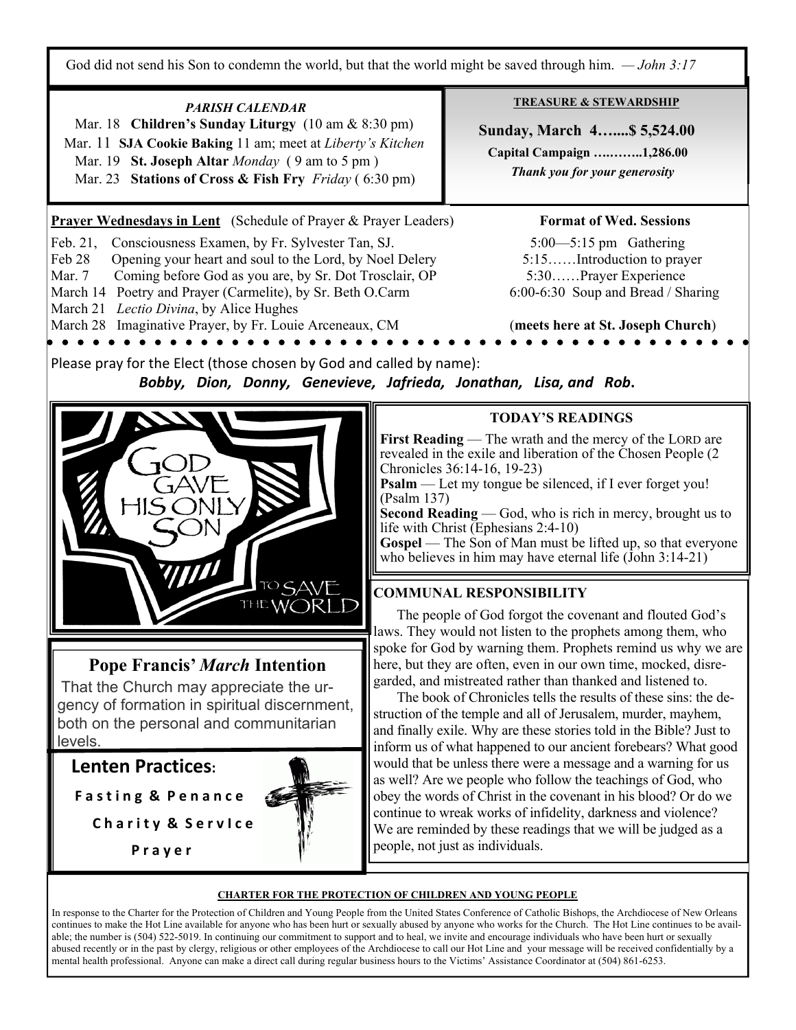God did not send his Son to condemn the world, but that the world might be saved through him. — *John 3:17*

### *PARISH CALENDAR*

Mar. 18 **Children's Sunday Liturgy** (10 am & 8:30 pm)
Mar. 11 **SJA Cookie Baking** 11 am; meet at *Liberty's Kitchen*
Mar. 19 **St. Joseph Altar** *Monday* ( 9 am to 5 pm )
Mar. 23 **Stations of Cross & Fish Fry** *Friday* ( 6:30 pm)

### TREASURE & STEWARDSHIP

**Sunday, March 4…....$ 5,524.00**

**Capital Campaign ….……..1,286.00**

***Thank you for your generosity***

**Prayer Wednesdays in Lent** (Schedule of Prayer & Prayer Leaders)

Feb. 21, Consciousness Examen, by Fr. Sylvester Tan, SJ.
Feb 28 Opening your heart and soul to the Lord, by Noel Delery
Mar. 7 Coming before God as you are, by Sr. Dot Trosclair, OP
March 14 Poetry and Prayer (Carmelite), by Sr. Beth O.Carm
March 21 *Lectio Divina*, by Alice Hughes
March 28 Imaginative Prayer, by Fr. Louie Arceneaux, CM

**Format of Wed. Sessions**

5:00—5:15 pm Gathering
5:15……Introduction to prayer
5:30……Prayer Experience
6:00-6:30 Soup and Bread / Sharing

(**meets here at St. Joseph Church**)

Please pray for the Elect (those chosen by God and called by name):
***Bobby, Dion, Donny, Genevieve, Jafrieda, Jonathan, Lisa, and Rob.***

GOD GAVE HIS ONLY SON TO SAVE THE WORLD

### TODAY'S READINGS

**First Reading** — The wrath and the mercy of the LORD are revealed in the exile and liberation of the Chosen People (2 Chronicles 36:14-16, 19-23)
**Psalm** — Let my tongue be silenced, if I ever forget you! (Psalm 137)
**Second Reading** — God, who is rich in mercy, brought us to life with Christ (Ephesians 2:4-10)
**Gospel** — The Son of Man must be lifted up, so that everyone who believes in him may have eternal life (John 3:14-21)

## Pope Francis' *March* Intention

That the Church may appreciate the urgency of formation in spiritual discernment, both on the personal and communitarian levels.

## Lenten Practices:

**Fasting & Penance**

**Charity & Service**

**Prayer**

### COMMUNAL RESPONSIBILITY

The people of God forgot the covenant and flouted God's laws. They would not listen to the prophets among them, who spoke for God by warning them. Prophets remind us why we are here, but they are often, even in our own time, mocked, disregarded, and mistreated rather than thanked and listened to.

The book of Chronicles tells the results of these sins: the destruction of the temple and all of Jerusalem, murder, mayhem, and finally exile. Why are these stories told in the Bible? Just to inform us of what happened to our ancient forebears? What good would that be unless there were a message and a warning for us as well? Are we people who follow the teachings of God, who obey the words of Christ in the covenant in his blood? Or do we continue to wreak works of infidelity, darkness and violence? We are reminded by these readings that we will be judged as a people, not just as individuals.

### CHARTER FOR THE PROTECTION OF CHILDREN AND YOUNG PEOPLE

In response to the Charter for the Protection of Children and Young People from the United States Conference of Catholic Bishops, the Archdiocese of New Orleans continues to make the Hot Line available for anyone who has been hurt or sexually abused by anyone who works for the Church. The Hot Line continues to be available; the number is (504) 522-5019. In continuing our commitment to support and to heal, we invite and encourage individuals who have been hurt or sexually abused recently or in the past by clergy, religious or other employees of the Archdiocese to call our Hot Line and your message will be received confidentially by a mental health professional. Anyone can make a direct call during regular business hours to the Victims' Assistance Coordinator at (504) 861-6253.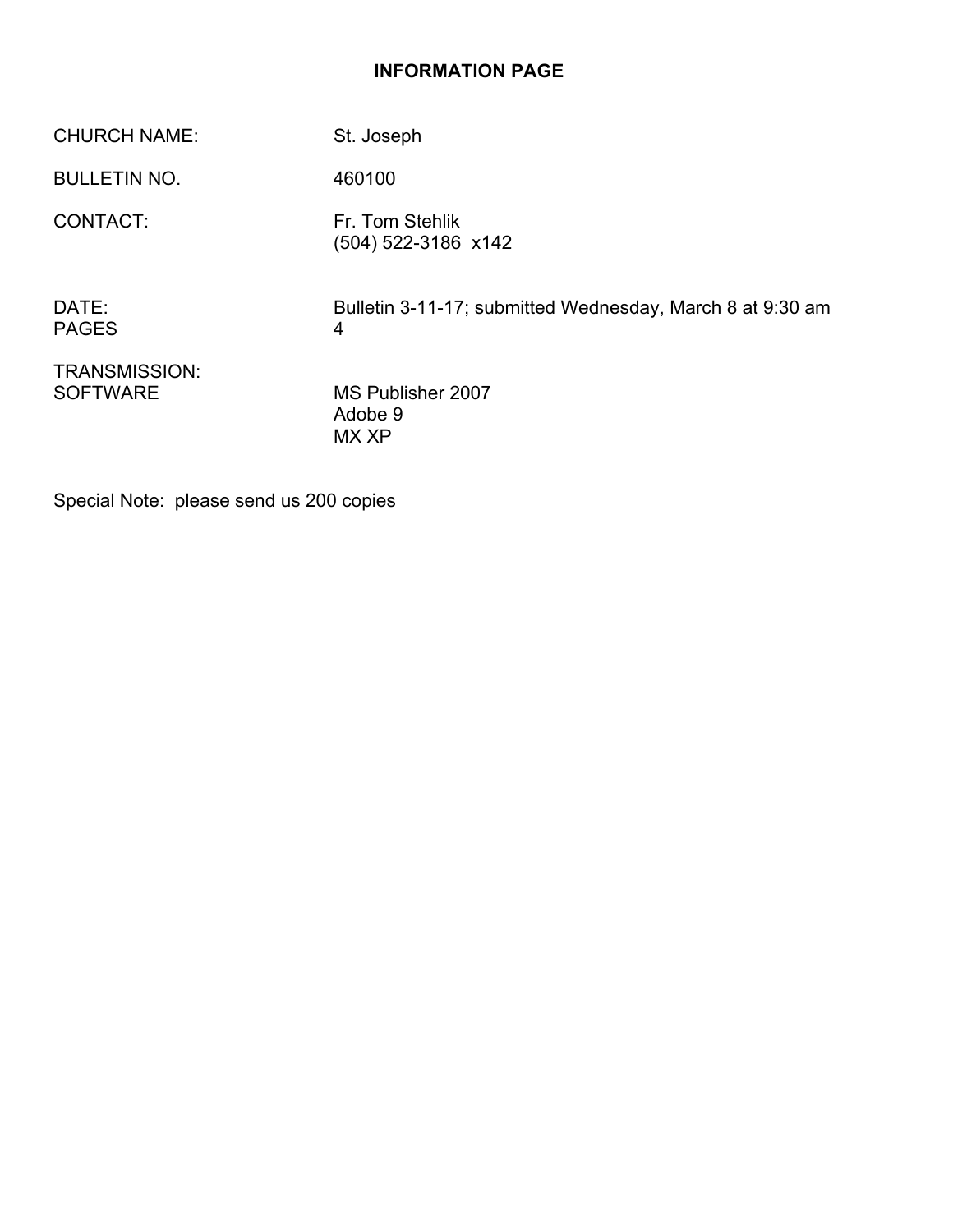# INFORMATION PAGE

| | |
|---|---|
| CHURCH NAME: | St. Joseph |
| BULLETIN NO. | 460100 |
| CONTACT: | Fr. Tom Stehlik<br>(504) 522-3186 x142 |
| DATE:<br>PAGES | Bulletin 3-11-17; submitted Wednesday, March 8 at 9:30 am<br>4 |
| TRANSMISSION:<br>SOFTWARE | MS Publisher 2007<br>Adobe 9<br>MX XP |

Special Note: please send us 200 copies